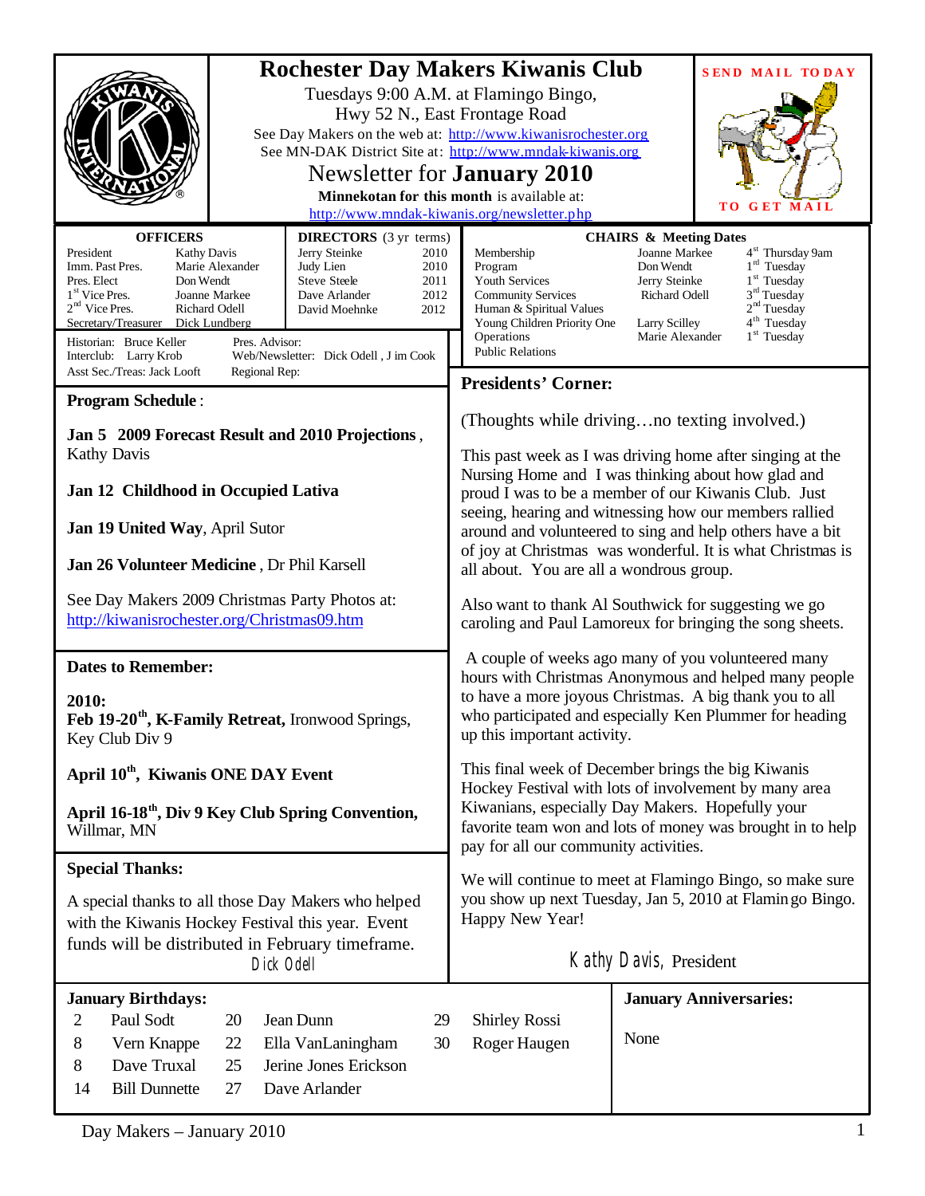# Rochester Day Makers Kiwanis Club

Tuesdays 9:00 A.M. at Flamingo Bingo,
Hwy 52 N., East Frontage Road

See Day Makers on the web at: http://www.kiwanisrochester.org
See MN-DAK District Site at: http://www.mndak-kiwanis.org

## Newsletter for **January 2010**

**Minnekotan for this month** is available at:
http://www.mndak-kiwanis.org/newsletter.php

**SEND MAIL TODAY TO GET MAIL**

| OFFICERS | |
|---|---|
| President | Kathy Davis |
| Imm. Past Pres. | Marie Alexander |
| Pres. Elect | Don Wendt |
| 1st Vice Pres. | Joanne Markee |
| 2nd Vice Pres. | Richard Odell |
| Secretary/Treasurer | Dick Lundberg |

| DIRECTORS (3 yr terms) | |
|---|---|
| Jerry Steinke | 2010 |
| Judy Lien | 2010 |
| Steve Steele | 2011 |
| Dave Arlander | 2012 |
| David Moehnke | 2012 |

Historian: Bruce Keller
Interclub: Larry Krob
Asst Sec./Treas: Jack Looft
Pres. Advisor:
Web/Newsletter: Dick Odell , Jim Cook
Regional Rep:

| CHAIRS & Meeting Dates | | |
|---|---|---|
| Membership | Joanne Markee | 4th Thursday 9am |
| Program | Don Wendt | 1st Tuesday |
| Youth Services | Jerry Steinke | 1st Tuesday |
| Community Services | Richard Odell | 3rd Tuesday |
| Human & Spiritual Values | | 2nd Tuesday |
| Young Children Priority One | Larry Scilley | 4th Tuesday |
| Operations | Marie Alexander | 1st Tuesday |
| Public Relations | | |

## Program Schedule:

**Jan 5 2009 Forecast Result and 2010 Projections**, Kathy Davis

**Jan 12 Childhood in Occupied Lativa**

**Jan 19 United Way**, April Sutor

**Jan 26 Volunteer Medicine**, Dr Phil Karsell

See Day Makers 2009 Christmas Party Photos at:
http://kiwanisrochester.org/Christmas09.htm

## Dates to Remember:

**2010:**
**Feb 19-20th, K-Family Retreat,** Ironwood Springs, Key Club Div 9

**April 10th, Kiwanis ONE DAY Event**

**April 16-18th, Div 9 Key Club Spring Convention,** Willmar, MN

## Special Thanks:

A special thanks to all those Day Makers who helped with the Kiwanis Hockey Festival this year. Event funds will be distributed in February timeframe.

Dick Odell

## Presidents' Corner:

(Thoughts while driving…no texting involved.)

This past week as I was driving home after singing at the Nursing Home and I was thinking about how glad and proud I was to be a member of our Kiwanis Club. Just seeing, hearing and witnessing how our members rallied around and volunteered to sing and help others have a bit of joy at Christmas was wonderful. It is what Christmas is all about. You are all a wondrous group.

Also want to thank Al Southwick for suggesting we go caroling and Paul Lamoreux for bringing the song sheets.

A couple of weeks ago many of you volunteered many hours with Christmas Anonymous and helped many people to have a more joyous Christmas. A big thank you to all who participated and especially Ken Plummer for heading up this important activity.

This final week of December brings the big Kiwanis Hockey Festival with lots of involvement by many area Kiwanians, especially Day Makers. Hopefully your favorite team won and lots of money was brought in to help pay for all our community activities.

We will continue to meet at Flamingo Bingo, so make sure you show up next Tuesday, Jan 5, 2010 at Flamingo Bingo. Happy New Year!

Kathy Davis, President

## January Birthdays:

| | | | | | |
|---|---|---|---|---|---|
| 2 | Paul Sodt | 20 | Jean Dunn | 29 | Shirley Rossi |
| 8 | Vern Knappe | 22 | Ella VanLaningham | 30 | Roger Haugen |
| 8 | Dave Truxal | 25 | Jerine Jones Erickson | | |
| 14 | Bill Dunnette | 27 | Dave Arlander | | |

## January Anniversaries:

None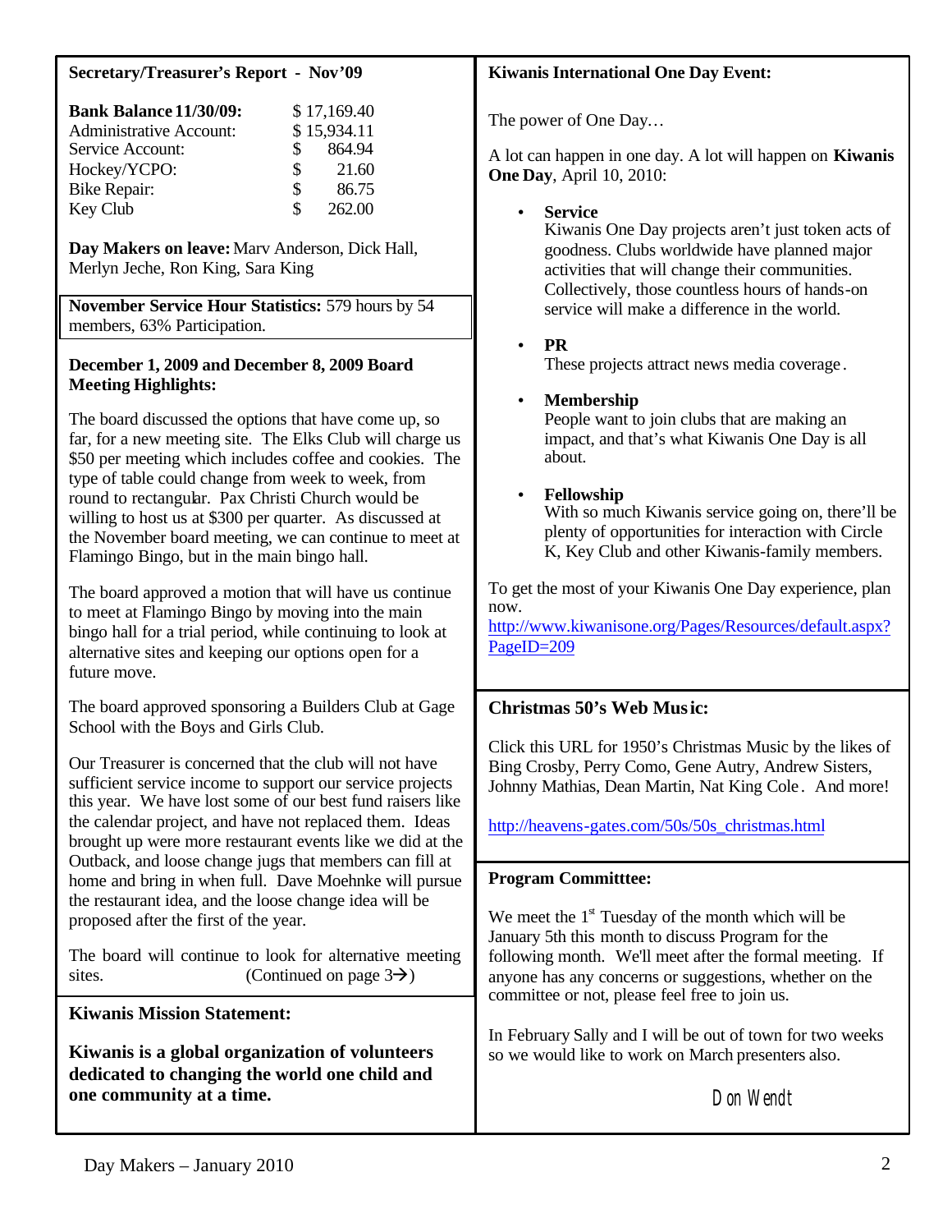## Secretary/Treasurer's Report - Nov'09

| | |
|---|---|
| **Bank Balance 11/30/09:** | $ 17,169.40 |
| Administrative Account: | $ 15,934.11 |
| Service Account: | $ 864.94 |
| Hockey/YCPO: | $ 21.60 |
| Bike Repair: | $ 86.75 |
| Key Club | $ 262.00 |

**Day Makers on leave:** Marv Anderson, Dick Hall, Merlyn Jeche, Ron King, Sara King

**November Service Hour Statistics:** 579 hours by 54 members, 63% Participation.

### December 1, 2009 and December 8, 2009 Board Meeting Highlights:

The board discussed the options that have come up, so far, for a new meeting site. The Elks Club will charge us $50 per meeting which includes coffee and cookies. The type of table could change from week to week, from round to rectangular. Pax Christi Church would be willing to host us at $300 per quarter. As discussed at the November board meeting, we can continue to meet at Flamingo Bingo, but in the main bingo hall.

The board approved a motion that will have us continue to meet at Flamingo Bingo by moving into the main bingo hall for a trial period, while continuing to look at alternative sites and keeping our options open for a future move.

The board approved sponsoring a Builders Club at Gage School with the Boys and Girls Club.

Our Treasurer is concerned that the club will not have sufficient service income to support our service projects this year. We have lost some of our best fund raisers like the calendar project, and have not replaced them. Ideas brought up were more restaurant events like we did at the Outback, and loose change jugs that members can fill at home and bring in when full. Dave Moehnke will pursue the restaurant idea, and the loose change idea will be proposed after the first of the year.

The board will continue to look for alternative meeting sites. (Continued on page 3→)

### Kiwanis Mission Statement:

**Kiwanis is a global organization of volunteers dedicated to changing the world one child and one community at a time.**

### Kiwanis International One Day Event:

The power of One Day…

A lot can happen in one day. A lot will happen on **Kiwanis One Day**, April 10, 2010:

- **Service**
  Kiwanis One Day projects aren't just token acts of goodness. Clubs worldwide have planned major activities that will change their communities. Collectively, those countless hours of hands-on service will make a difference in the world.
- **PR**
  These projects attract news media coverage.
- **Membership**
  People want to join clubs that are making an impact, and that's what Kiwanis One Day is all about.
- **Fellowship**
  With so much Kiwanis service going on, there'll be plenty of opportunities for interaction with Circle K, Key Club and other Kiwanis-family members.

To get the most of your Kiwanis One Day experience, plan now.
http://www.kiwanisone.org/Pages/Resources/default.aspx?PageID=209

### Christmas 50's Web Music:

Click this URL for 1950's Christmas Music by the likes of Bing Crosby, Perry Como, Gene Autry, Andrew Sisters, Johnny Mathias, Dean Martin, Nat King Cole. And more!

http://heavens-gates.com/50s/50s_christmas.html

### Program Committtee:

We meet the 1st Tuesday of the month which will be January 5th this month to discuss Program for the following month. We'll meet after the formal meeting. If anyone has any concerns or suggestions, whether on the committee or not, please feel free to join us.

In February Sally and I will be out of town for two weeks so we would like to work on March presenters also.

Don Wendt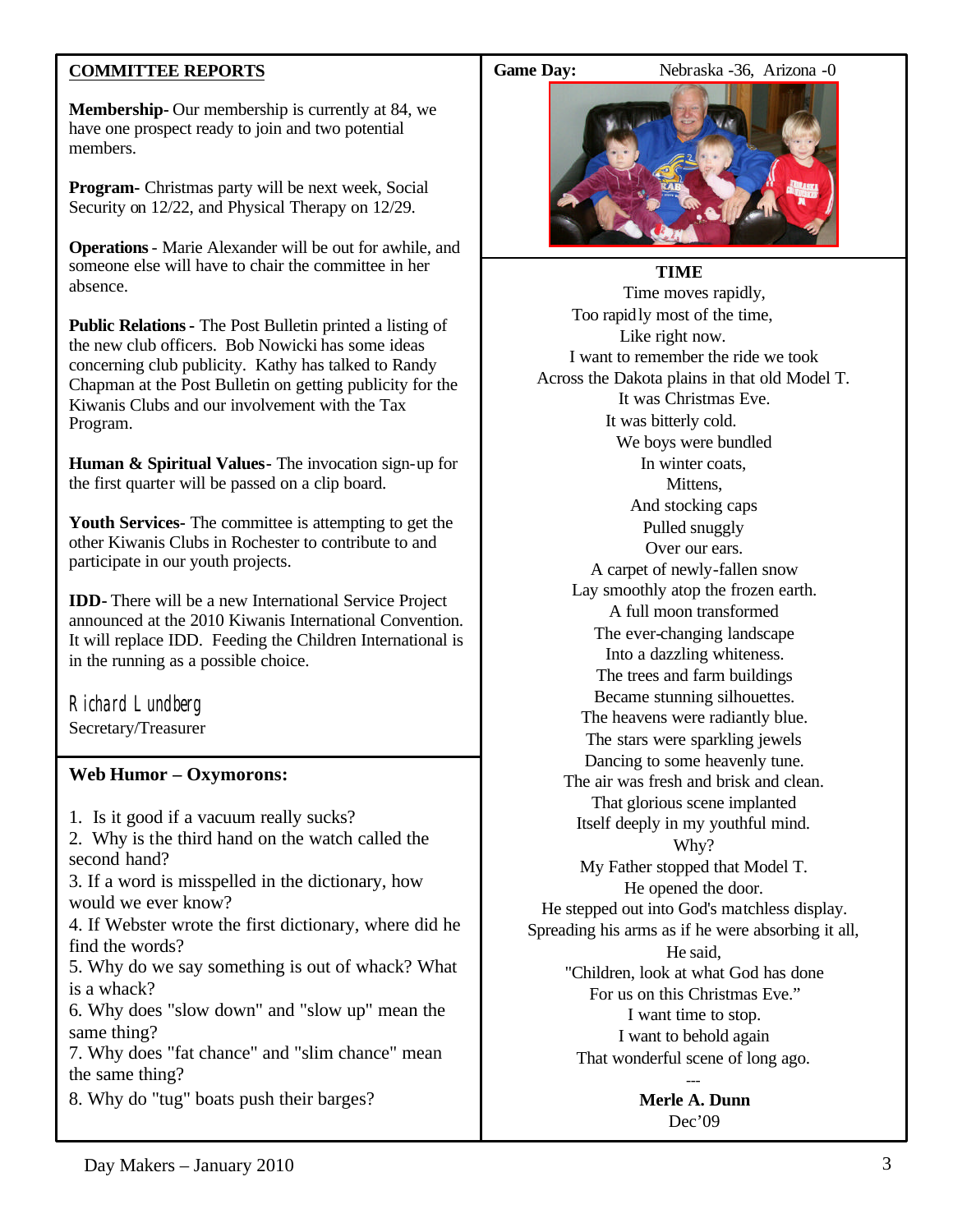## COMMITTEE REPORTS

**Membership**- Our membership is currently at 84, we have one prospect ready to join and two potential members.

**Program**- Christmas party will be next week, Social Security on 12/22, and Physical Therapy on 12/29.

**Operations** - Marie Alexander will be out for awhile, and someone else will have to chair the committee in her absence.

**Public Relations** - The Post Bulletin printed a listing of the new club officers. Bob Nowicki has some ideas concerning club publicity. Kathy has talked to Randy Chapman at the Post Bulletin on getting publicity for the Kiwanis Clubs and our involvement with the Tax Program.

**Human & Spiritual Values**- The invocation sign-up for the first quarter will be passed on a clip board.

**Youth Services**- The committee is attempting to get the other Kiwanis Clubs in Rochester to contribute to and participate in our youth projects.

**IDD**- There will be a new International Service Project announced at the 2010 Kiwanis International Convention. It will replace IDD. Feeding the Children International is in the running as a possible choice.

Richard Lundberg
Secretary/Treasurer

### Web Humor – Oxymorons:

1. Is it good if a vacuum really sucks?
2. Why is the third hand on the watch called the second hand?
3. If a word is misspelled in the dictionary, how would we ever know?
4. If Webster wrote the first dictionary, where did he find the words?
5. Why do we say something is out of whack? What is a whack?
6. Why does "slow down" and "slow up" mean the same thing?
7. Why does "fat chance" and "slim chance" mean the same thing?
8. Why do "tug" boats push their barges?

**Game Day:** Nebraska -36, Arizona -0

### TIME

Time moves rapidly,
Too rapidly most of the time,
Like right now.
I want to remember the ride we took
Across the Dakota plains in that old Model T.
It was Christmas Eve.
It was bitterly cold.
We boys were bundled
In winter coats,
Mittens,
And stocking caps
Pulled snuggly
Over our ears.
A carpet of newly-fallen snow
Lay smoothly atop the frozen earth.
A full moon transformed
The ever-changing landscape
Into a dazzling whiteness.
The trees and farm buildings
Became stunning silhouettes.
The heavens were radiantly blue.
The stars were sparkling jewels
Dancing to some heavenly tune.
The air was fresh and brisk and clean.
That glorious scene implanted
Itself deeply in my youthful mind.
Why?
My Father stopped that Model T.
He opened the door.
He stepped out into God's matchless display.
Spreading his arms as if he were absorbing it all,
He said,
"Children, look at what God has done
For us on this Christmas Eve."
I want time to stop.
I want to behold again
That wonderful scene of long ago.

---

**Merle A. Dunn**
Dec'09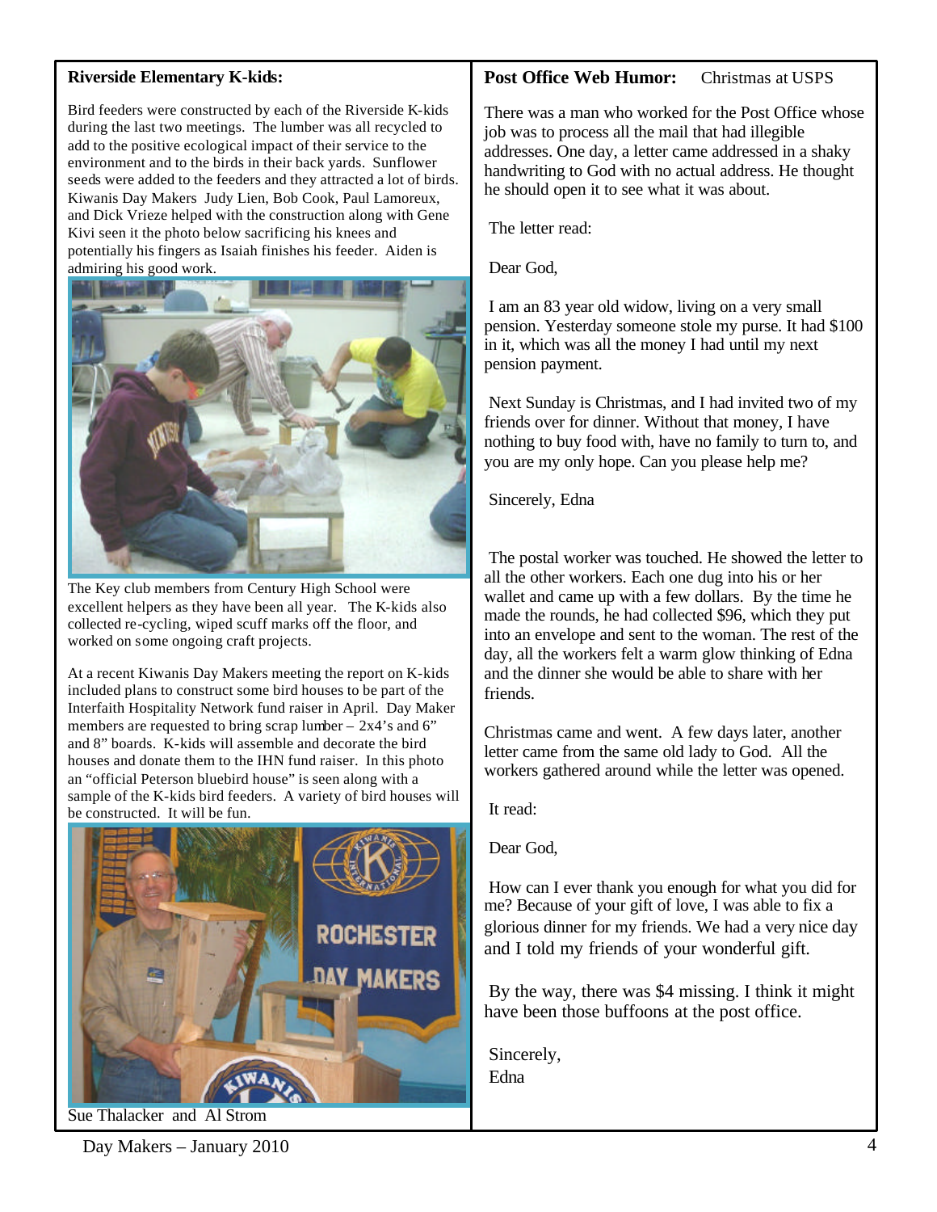**Riverside Elementary K-kids:**

Bird feeders were constructed by each of the Riverside K-kids during the last two meetings. The lumber was all recycled to add to the positive ecological impact of their service to the environment and to the birds in their back yards. Sunflower seeds were added to the feeders and they attracted a lot of birds. Kiwanis Day Makers Judy Lien, Bob Cook, Paul Lamoreux, and Dick Vrieze helped with the construction along with Gene Kivi seen it the photo below sacrificing his knees and potentially his fingers as Isaiah finishes his feeder. Aiden is admiring his good work.

The Key club members from Century High School were excellent helpers as they have been all year. The K-kids also collected re-cycling, wiped scuff marks off the floor, and worked on some ongoing craft projects.

At a recent Kiwanis Day Makers meeting the report on K-kids included plans to construct some bird houses to be part of the Interfaith Hospitality Network fund raiser in April. Day Maker members are requested to bring scrap lumber – 2x4's and 6" and 8" boards. K-kids will assemble and decorate the bird houses and donate them to the IHN fund raiser. In this photo an "official Peterson bluebird house" is seen along with a sample of the K-kids bird feeders. A variety of bird houses will be constructed. It will be fun.

Sue Thalacker and Al Strom

**Post Office Web Humor:** Christmas at USPS

There was a man who worked for the Post Office whose job was to process all the mail that had illegible addresses. One day, a letter came addressed in a shaky handwriting to God with no actual address. He thought he should open it to see what it was about.

The letter read:

Dear God,

I am an 83 year old widow, living on a very small pension. Yesterday someone stole my purse. It had $100 in it, which was all the money I had until my next pension payment.

Next Sunday is Christmas, and I had invited two of my friends over for dinner. Without that money, I have nothing to buy food with, have no family to turn to, and you are my only hope. Can you please help me?

Sincerely, Edna

The postal worker was touched. He showed the letter to all the other workers. Each one dug into his or her wallet and came up with a few dollars. By the time he made the rounds, he had collected $96, which they put into an envelope and sent to the woman. The rest of the day, all the workers felt a warm glow thinking of Edna and the dinner she would be able to share with her friends.

Christmas came and went. A few days later, another letter came from the same old lady to God. All the workers gathered around while the letter was opened.

It read:

Dear God,

How can I ever thank you enough for what you did for me? Because of your gift of love, I was able to fix a glorious dinner for my friends. We had a very nice day and I told my friends of your wonderful gift.

By the way, there was $4 missing. I think it might have been those buffoons at the post office.

Sincerely,
Edna